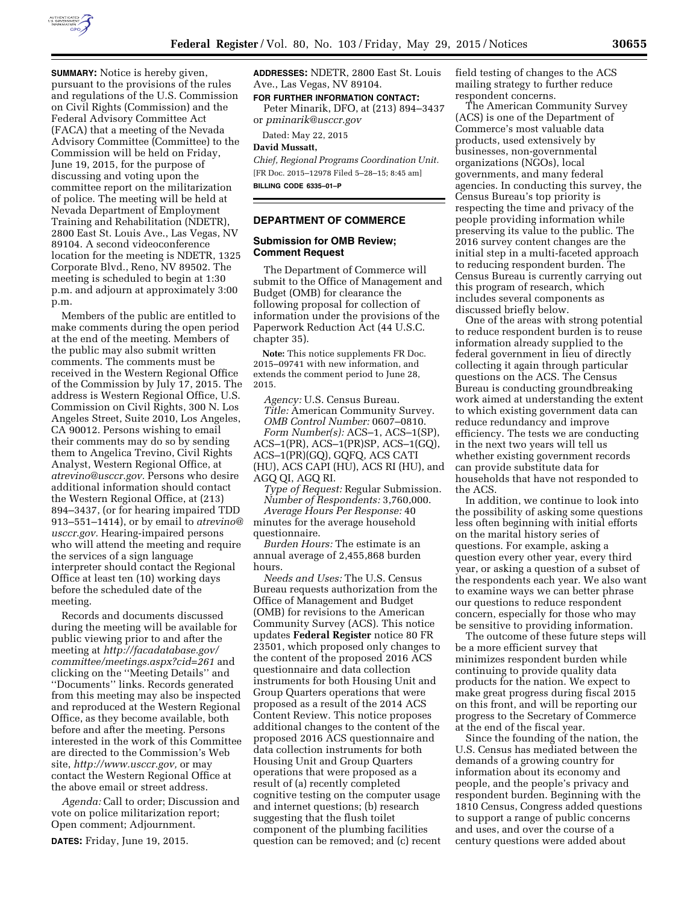**SUMMARY:** Notice is hereby given, pursuant to the provisions of the rules and regulations of the U.S. Commission on Civil Rights (Commission) and the Federal Advisory Committee Act (FACA) that a meeting of the Nevada Advisory Committee (Committee) to the Commission will be held on Friday, June 19, 2015, for the purpose of discussing and voting upon the committee report on the militarization of police. The meeting will be held at Nevada Department of Employment Training and Rehabilitation (NDETR), 2800 East St. Louis Ave., Las Vegas, NV 89104. A second videoconference location for the meeting is NDETR, 1325 Corporate Blvd., Reno, NV 89502. The meeting is scheduled to begin at 1:30 p.m. and adjourn at approximately 3:00 p.m.

Members of the public are entitled to make comments during the open period at the end of the meeting. Members of the public may also submit written comments. The comments must be received in the Western Regional Office of the Commission by July 17, 2015. The address is Western Regional Office, U.S. Commission on Civil Rights, 300 N. Los Angeles Street, Suite 2010, Los Angeles, CA 90012. Persons wishing to email their comments may do so by sending them to Angelica Trevino, Civil Rights Analyst, Western Regional Office, at *atrevino@usccr.gov.* Persons who desire additional information should contact the Western Regional Office, at (213) 894–3437, (or for hearing impaired TDD 913–551–1414), or by email to *atrevino@usccr.gov.* Hearing-impaired persons who will attend the meeting and require the services of a sign language interpreter should contact the Regional Office at least ten (10) working days before the scheduled date of the meeting.

Records and documents discussed during the meeting will be available for public viewing prior to and after the meeting at *http://facadatabase.gov/committee/meetings.aspx?cid=261* and clicking on the ''Meeting Details'' and ''Documents'' links. Records generated from this meeting may also be inspected and reproduced at the Western Regional Office, as they become available, both before and after the meeting. Persons interested in the work of this Committee are directed to the Commission's Web site, *http://www.usccr.gov,* or may contact the Western Regional Office at the above email or street address.

*Agenda:* Call to order; Discussion and vote on police militarization report; Open comment; Adjournment.

**DATES:** Friday, June 19, 2015.

**ADDRESSES:** NDETR, 2800 East St. Louis Ave., Las Vegas, NV 89104.

**FOR FURTHER INFORMATION CONTACT:** Peter Minarik, DFO, at (213) 894–3437 or *pminarik@usccr.gov*

Dated: May 22, 2015

**David Mussatt,**

*Chief, Regional Programs Coordination Unit.*

[FR Doc. 2015–12978 Filed 5–28–15; 8:45 am]

**BILLING CODE 6335–01–P**

## DEPARTMENT OF COMMERCE

### Submission for OMB Review; Comment Request

The Department of Commerce will submit to the Office of Management and Budget (OMB) for clearance the following proposal for collection of information under the provisions of the Paperwork Reduction Act (44 U.S.C. chapter 35).

**Note:** This notice supplements FR Doc. 2015–09741 with new information, and extends the comment period to June 28, 2015.

*Agency:* U.S. Census Bureau.

*Title:* American Community Survey.

*OMB Control Number:* 0607–0810.

*Form Number(s):* ACS–1, ACS–1(SP), ACS–1(PR), ACS–1(PR)SP, ACS–1(GQ), ACS–1(PR)(GQ), GQFQ, ACS CATI (HU), ACS CAPI (HU), ACS RI (HU), and AGQ QI, AGQ RI.

*Type of Request:* Regular Submission.

*Number of Respondents:* 3,760,000.

*Average Hours Per Response:* 40 minutes for the average household questionnaire.

*Burden Hours:* The estimate is an annual average of 2,455,868 burden hours.

*Needs and Uses:* The U.S. Census Bureau requests authorization from the Office of Management and Budget (OMB) for revisions to the American Community Survey (ACS). This notice updates **Federal Register** notice 80 FR 23501, which proposed only changes to the content of the proposed 2016 ACS questionnaire and data collection instruments for both Housing Unit and Group Quarters operations that were proposed as a result of the 2014 ACS Content Review. This notice proposes additional changes to the content of the proposed 2016 ACS questionnaire and data collection instruments for both Housing Unit and Group Quarters operations that were proposed as a result of (a) recently completed cognitive testing on the computer usage and internet questions; (b) research suggesting that the flush toilet component of the plumbing facilities question can be removed; and (c) recent field testing of changes to the ACS mailing strategy to further reduce respondent concerns.

The American Community Survey (ACS) is one of the Department of Commerce's most valuable data products, used extensively by businesses, non-governmental organizations (NGOs), local governments, and many federal agencies. In conducting this survey, the Census Bureau's top priority is respecting the time and privacy of the people providing information while preserving its value to the public. The 2016 survey content changes are the initial step in a multi-faceted approach to reducing respondent burden. The Census Bureau is currently carrying out this program of research, which includes several components as discussed briefly below.

One of the areas with strong potential to reduce respondent burden is to reuse information already supplied to the federal government in lieu of directly collecting it again through particular questions on the ACS. The Census Bureau is conducting groundbreaking work aimed at understanding the extent to which existing government data can reduce redundancy and improve efficiency. The tests we are conducting in the next two years will tell us whether existing government records can provide substitute data for households that have not responded to the ACS.

In addition, we continue to look into the possibility of asking some questions less often beginning with initial efforts on the marital history series of questions. For example, asking a question every other year, every third year, or asking a question of a subset of the respondents each year. We also want to examine ways we can better phrase our questions to reduce respondent concern, especially for those who may be sensitive to providing information.

The outcome of these future steps will be a more efficient survey that minimizes respondent burden while continuing to provide quality data products for the nation. We expect to make great progress during fiscal 2015 on this front, and will be reporting our progress to the Secretary of Commerce at the end of the fiscal year.

Since the founding of the nation, the U.S. Census has mediated between the demands of a growing country for information about its economy and people, and the people's privacy and respondent burden. Beginning with the 1810 Census, Congress added questions to support a range of public concerns and uses, and over the course of a century questions were added about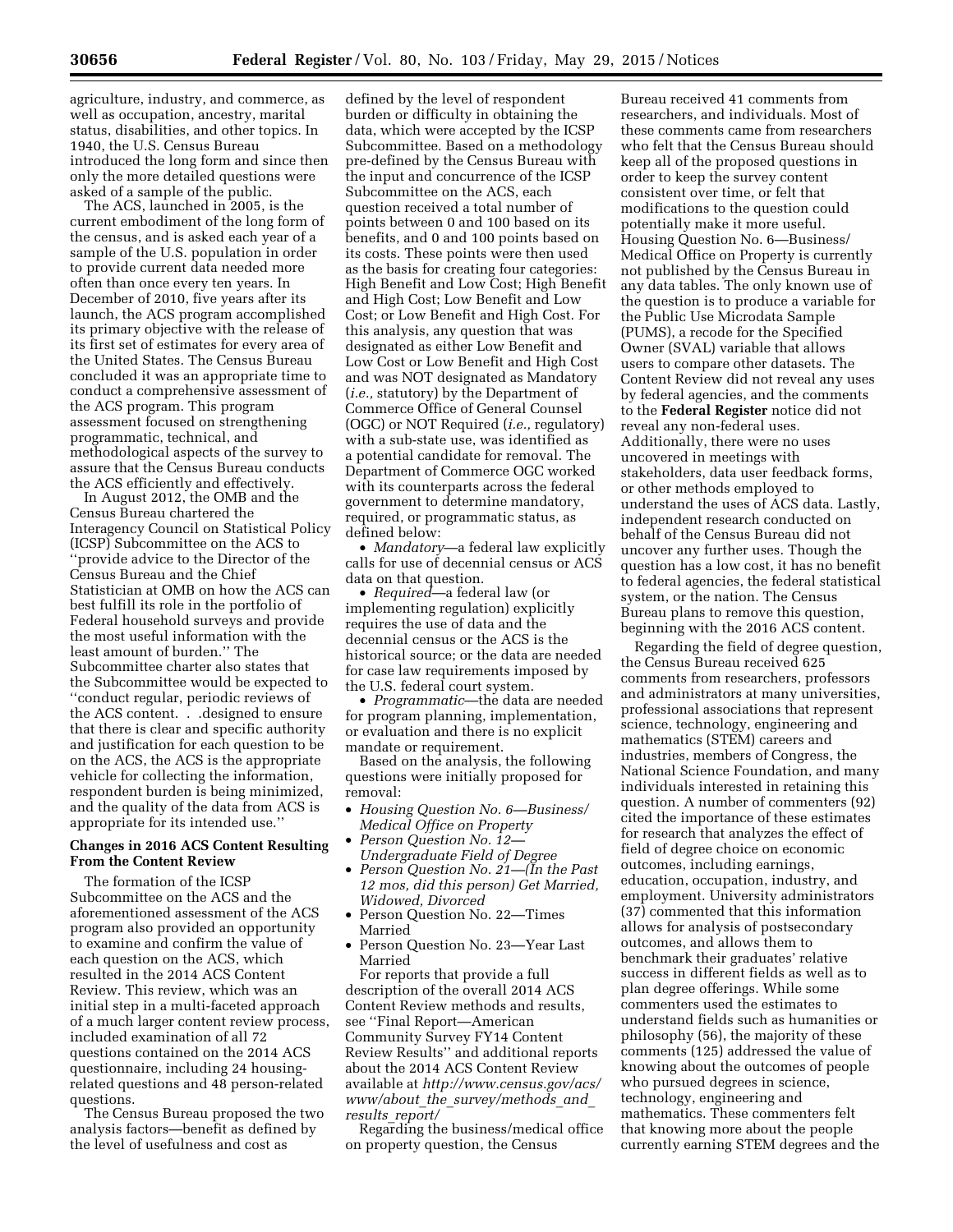agriculture, industry, and commerce, as well as occupation, ancestry, marital status, disabilities, and other topics. In 1940, the U.S. Census Bureau introduced the long form and since then only the more detailed questions were asked of a sample of the public.

The ACS, launched in 2005, is the current embodiment of the long form of the census, and is asked each year of a sample of the U.S. population in order to provide current data needed more often than once every ten years. In December of 2010, five years after its launch, the ACS program accomplished its primary objective with the release of its first set of estimates for every area of the United States. The Census Bureau concluded it was an appropriate time to conduct a comprehensive assessment of the ACS program. This program assessment focused on strengthening programmatic, technical, and methodological aspects of the survey to assure that the Census Bureau conducts the ACS efficiently and effectively.

In August 2012, the OMB and the Census Bureau chartered the Interagency Council on Statistical Policy (ICSP) Subcommittee on the ACS to ''provide advice to the Director of the Census Bureau and the Chief Statistician at OMB on how the ACS can best fulfill its role in the portfolio of Federal household surveys and provide the most useful information with the least amount of burden.'' The Subcommittee charter also states that the Subcommittee would be expected to ''conduct regular, periodic reviews of the ACS content. . .designed to ensure that there is clear and specific authority and justification for each question to be on the ACS, the ACS is the appropriate vehicle for collecting the information, respondent burden is being minimized, and the quality of the data from ACS is appropriate for its intended use.''

## Changes in 2016 ACS Content Resulting From the Content Review

The formation of the ICSP Subcommittee on the ACS and the aforementioned assessment of the ACS program also provided an opportunity to examine and confirm the value of each question on the ACS, which resulted in the 2014 ACS Content Review. This review, which was an initial step in a multi-faceted approach of a much larger content review process, included examination of all 72 questions contained on the 2014 ACS questionnaire, including 24 housing-related questions and 48 person-related questions.

The Census Bureau proposed the two analysis factors—benefit as defined by the level of usefulness and cost as defined by the level of respondent burden or difficulty in obtaining the data, which were accepted by the ICSP Subcommittee. Based on a methodology pre-defined by the Census Bureau with the input and concurrence of the ICSP Subcommittee on the ACS, each question received a total number of points between 0 and 100 based on its benefits, and 0 and 100 points based on its costs. These points were then used as the basis for creating four categories: High Benefit and Low Cost; High Benefit and High Cost; Low Benefit and Low Cost; or Low Benefit and High Cost. For this analysis, any question that was designated as either Low Benefit and Low Cost or Low Benefit and High Cost and was NOT designated as Mandatory (*i.e.,* statutory) by the Department of Commerce Office of General Counsel (OGC) or NOT Required (*i.e.,* regulatory) with a sub-state use, was identified as a potential candidate for removal. The Department of Commerce OGC worked with its counterparts across the federal government to determine mandatory, required, or programmatic status, as defined below:

- *Mandatory*—a federal law explicitly calls for use of decennial census or ACS data on that question.
- *Required*—a federal law (or implementing regulation) explicitly requires the use of data and the decennial census or the ACS is the historical source; or the data are needed for case law requirements imposed by the U.S. federal court system.
- *Programmatic*—the data are needed for program planning, implementation, or evaluation and there is no explicit mandate or requirement.

Based on the analysis, the following questions were initially proposed for removal:

- *Housing Question No. 6—Business/Medical Office on Property*
- *Person Question No. 12—Undergraduate Field of Degree*
- *Person Question No. 21—(In the Past 12 mos, did this person) Get Married, Widowed, Divorced*
- Person Question No. 22—Times Married
- Person Question No. 23—Year Last Married

For reports that provide a full description of the overall 2014 ACS Content Review methods and results, see ''Final Report—American Community Survey FY14 Content Review Results'' and additional reports about the 2014 ACS Content Review available at *http://www.census.gov/acs/www/about_the_survey/methods_and_results_report/*

Regarding the business/medical office on property question, the Census Bureau received 41 comments from researchers, and individuals. Most of these comments came from researchers who felt that the Census Bureau should keep all of the proposed questions in order to keep the survey content consistent over time, or felt that modifications to the question could potentially make it more useful. Housing Question No. 6—Business/Medical Office on Property is currently not published by the Census Bureau in any data tables. The only known use of the question is to produce a variable for the Public Use Microdata Sample (PUMS), a recode for the Specified Owner (SVAL) variable that allows users to compare other datasets. The Content Review did not reveal any uses by federal agencies, and the comments to the **Federal Register** notice did not reveal any non-federal uses. Additionally, there were no uses uncovered in meetings with stakeholders, data user feedback forms, or other methods employed to understand the uses of ACS data. Lastly, independent research conducted on behalf of the Census Bureau did not uncover any further uses. Though the question has a low cost, it has no benefit to federal agencies, the federal statistical system, or the nation. The Census Bureau plans to remove this question, beginning with the 2016 ACS content.

Regarding the field of degree question, the Census Bureau received 625 comments from researchers, professors and administrators at many universities, professional associations that represent science, technology, engineering and mathematics (STEM) careers and industries, members of Congress, the National Science Foundation, and many individuals interested in retaining this question. A number of commenters (92) cited the importance of these estimates for research that analyzes the effect of field of degree choice on economic outcomes, including earnings, education, occupation, industry, and employment. University administrators (37) commented that this information allows for analysis of postsecondary outcomes, and allows them to benchmark their graduates' relative success in different fields as well as to plan degree offerings. While some commenters used the estimates to understand fields such as humanities or philosophy (56), the majority of these comments (125) addressed the value of knowing about the outcomes of people who pursued degrees in science, technology, engineering and mathematics. These commenters felt that knowing more about the people currently earning STEM degrees and the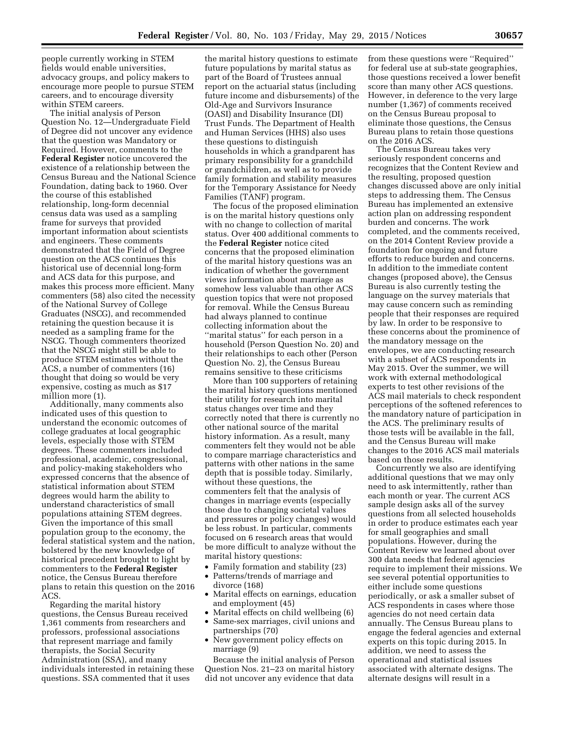people currently working in STEM fields would enable universities, advocacy groups, and policy makers to encourage more people to pursue STEM careers, and to encourage diversity within STEM careers.

The initial analysis of Person Question No. 12—Undergraduate Field of Degree did not uncover any evidence that the question was Mandatory or Required. However, comments to the **Federal Register** notice uncovered the existence of a relationship between the Census Bureau and the National Science Foundation, dating back to 1960. Over the course of this established relationship, long-form decennial census data was used as a sampling frame for surveys that provided important information about scientists and engineers. These comments demonstrated that the Field of Degree question on the ACS continues this historical use of decennial long-form and ACS data for this purpose, and makes this process more efficient. Many commenters (58) also cited the necessity of the National Survey of College Graduates (NSCG), and recommended retaining the question because it is needed as a sampling frame for the NSCG. Though commenters theorized that the NSCG might still be able to produce STEM estimates without the ACS, a number of commenters (16) thought that doing so would be very expensive, costing as much as $17 million more (1).

Additionally, many comments also indicated uses of this question to understand the economic outcomes of college graduates at local geographic levels, especially those with STEM degrees. These commenters included professional, academic, congressional, and policy-making stakeholders who expressed concerns that the absence of statistical information about STEM degrees would harm the ability to understand characteristics of small populations attaining STEM degrees. Given the importance of this small population group to the economy, the federal statistical system and the nation, bolstered by the new knowledge of historical precedent brought to light by commenters to the **Federal Register** notice, the Census Bureau therefore plans to retain this question on the 2016 ACS.

Regarding the marital history questions, the Census Bureau received 1,361 comments from researchers and professors, professional associations that represent marriage and family therapists, the Social Security Administration (SSA), and many individuals interested in retaining these questions. SSA commented that it uses the marital history questions to estimate future populations by marital status as part of the Board of Trustees annual report on the actuarial status (including future income and disbursements) of the Old-Age and Survivors Insurance (OASI) and Disability Insurance (DI) Trust Funds. The Department of Health and Human Services (HHS) also uses these questions to distinguish households in which a grandparent has primary responsibility for a grandchild or grandchildren, as well as to provide family formation and stability measures for the Temporary Assistance for Needy Families (TANF) program.

The focus of the proposed elimination is on the marital history questions only with no change to collection of marital status. Over 400 additional comments to the **Federal Register** notice cited concerns that the proposed elimination of the marital history questions was an indication of whether the government views information about marriage as somehow less valuable than other ACS question topics that were not proposed for removal. While the Census Bureau had always planned to continue collecting information about the ''marital status'' for each person in a household (Person Question No. 20) and their relationships to each other (Person Question No. 2), the Census Bureau remains sensitive to these criticisms

More than 100 supporters of retaining the marital history questions mentioned their utility for research into marital status changes over time and they correctly noted that there is currently no other national source of the marital history information. As a result, many commenters felt they would not be able to compare marriage characteristics and patterns with other nations in the same depth that is possible today. Similarly, without these questions, the commenters felt that the analysis of changes in marriage events (especially those due to changing societal values and pressures or policy changes) would be less robust. In particular, comments focused on 6 research areas that would be more difficult to analyze without the marital history questions:

- Family formation and stability (23)
- Patterns/trends of marriage and divorce (168)
- Marital effects on earnings, education and employment (45)
- Marital effects on child wellbeing (6)
- Same-sex marriages, civil unions and partnerships (70)
- New government policy effects on marriage (9)

Because the initial analysis of Person Question Nos. 21–23 on marital history did not uncover any evidence that data from these questions were ''Required'' for federal use at sub-state geographies, those questions received a lower benefit score than many other ACS questions. However, in deference to the very large number (1,367) of comments received on the Census Bureau proposal to eliminate those questions, the Census Bureau plans to retain those questions on the 2016 ACS.

The Census Bureau takes very seriously respondent concerns and recognizes that the Content Review and the resulting, proposed question changes discussed above are only initial steps to addressing them. The Census Bureau has implemented an extensive action plan on addressing respondent burden and concerns. The work completed, and the comments received, on the 2014 Content Review provide a foundation for ongoing and future efforts to reduce burden and concerns. In addition to the immediate content changes (proposed above), the Census Bureau is also currently testing the language on the survey materials that may cause concern such as reminding people that their responses are required by law. In order to be responsive to these concerns about the prominence of the mandatory message on the envelopes, we are conducting research with a subset of ACS respondents in May 2015. Over the summer, we will work with external methodological experts to test other revisions of the ACS mail materials to check respondent perceptions of the softened references to the mandatory nature of participation in the ACS. The preliminary results of those tests will be available in the fall, and the Census Bureau will make changes to the 2016 ACS mail materials based on those results.

Concurrently we also are identifying additional questions that we may only need to ask intermittently, rather than each month or year. The current ACS sample design asks all of the survey questions from all selected households in order to produce estimates each year for small geographies and small populations. However, during the Content Review we learned about over 300 data needs that federal agencies require to implement their missions. We see several potential opportunities to either include some questions periodically, or ask a smaller subset of ACS respondents in cases where those agencies do not need certain data annually. The Census Bureau plans to engage the federal agencies and external experts on this topic during 2015. In addition, we need to assess the operational and statistical issues associated with alternate designs. The alternate designs will result in a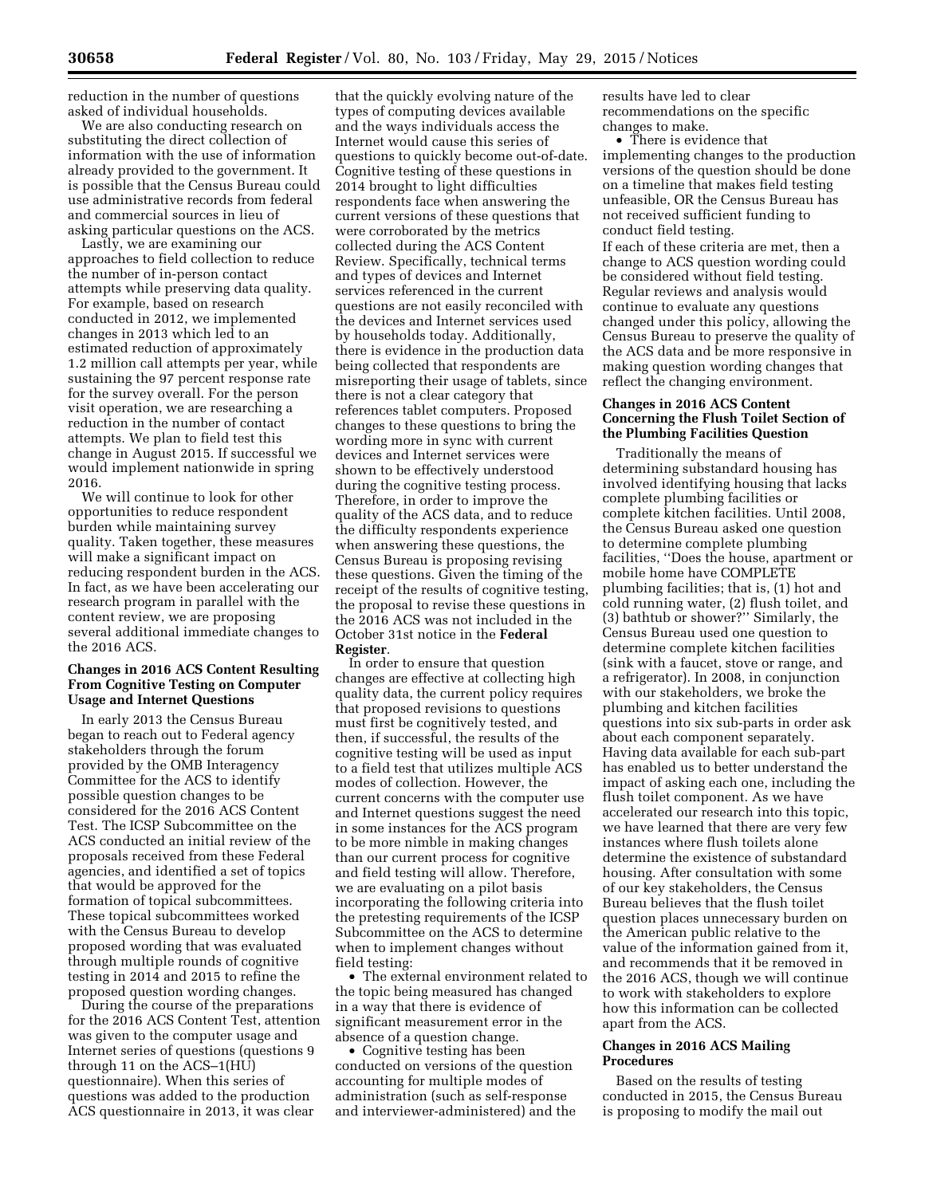reduction in the number of questions asked of individual households.

We are also conducting research on substituting the direct collection of information with the use of information already provided to the government. It is possible that the Census Bureau could use administrative records from federal and commercial sources in lieu of asking particular questions on the ACS.

Lastly, we are examining our approaches to field collection to reduce the number of in-person contact attempts while preserving data quality. For example, based on research conducted in 2012, we implemented changes in 2013 which led to an estimated reduction of approximately 1.2 million call attempts per year, while sustaining the 97 percent response rate for the survey overall. For the person visit operation, we are researching a reduction in the number of contact attempts. We plan to field test this change in August 2015. If successful we would implement nationwide in spring 2016.

We will continue to look for other opportunities to reduce respondent burden while maintaining survey quality. Taken together, these measures will make a significant impact on reducing respondent burden in the ACS. In fact, as we have been accelerating our research program in parallel with the content review, we are proposing several additional immediate changes to the 2016 ACS.

### Changes in 2016 ACS Content Resulting From Cognitive Testing on Computer Usage and Internet Questions

In early 2013 the Census Bureau began to reach out to Federal agency stakeholders through the forum provided by the OMB Interagency Committee for the ACS to identify possible question changes to be considered for the 2016 ACS Content Test. The ICSP Subcommittee on the ACS conducted an initial review of the proposals received from these Federal agencies, and identified a set of topics that would be approved for the formation of topical subcommittees. These topical subcommittees worked with the Census Bureau to develop proposed wording that was evaluated through multiple rounds of cognitive testing in 2014 and 2015 to refine the proposed question wording changes.

During the course of the preparations for the 2016 ACS Content Test, attention was given to the computer usage and Internet series of questions (questions 9 through 11 on the ACS–1(HU) questionnaire). When this series of questions was added to the production ACS questionnaire in 2013, it was clear that the quickly evolving nature of the types of computing devices available and the ways individuals access the Internet would cause this series of questions to quickly become out-of-date. Cognitive testing of these questions in 2014 brought to light difficulties respondents face when answering the current versions of these questions that were corroborated by the metrics collected during the ACS Content Review. Specifically, technical terms and types of devices and Internet services referenced in the current questions are not easily reconciled with the devices and Internet services used by households today. Additionally, there is evidence in the production data being collected that respondents are misreporting their usage of tablets, since there is not a clear category that references tablet computers. Proposed changes to these questions to bring the wording more in sync with current devices and Internet services were shown to be effectively understood during the cognitive testing process. Therefore, in order to improve the quality of the ACS data, and to reduce the difficulty respondents experience when answering these questions, the Census Bureau is proposing revising these questions. Given the timing of the receipt of the results of cognitive testing, the proposal to revise these questions in the 2016 ACS was not included in the October 31st notice in the **Federal Register**.

In order to ensure that question changes are effective at collecting high quality data, the current policy requires that proposed revisions to questions must first be cognitively tested, and then, if successful, the results of the cognitive testing will be used as input to a field test that utilizes multiple ACS modes of collection. However, the current concerns with the computer use and Internet questions suggest the need in some instances for the ACS program to be more nimble in making changes than our current process for cognitive and field testing will allow. Therefore, we are evaluating on a pilot basis incorporating the following criteria into the pretesting requirements of the ICSP Subcommittee on the ACS to determine when to implement changes without field testing:

- The external environment related to the topic being measured has changed in a way that there is evidence of significant measurement error in the absence of a question change.
- Cognitive testing has been conducted on versions of the question accounting for multiple modes of administration (such as self-response and interviewer-administered) and the results have led to clear recommendations on the specific changes to make.
- There is evidence that implementing changes to the production versions of the question should be done on a timeline that makes field testing unfeasible, OR the Census Bureau has not received sufficient funding to conduct field testing.

If each of these criteria are met, then a change to ACS question wording could be considered without field testing. Regular reviews and analysis would continue to evaluate any questions changed under this policy, allowing the Census Bureau to preserve the quality of the ACS data and be more responsive in making question wording changes that reflect the changing environment.

### Changes in 2016 ACS Content Concerning the Flush Toilet Section of the Plumbing Facilities Question

Traditionally the means of determining substandard housing has involved identifying housing that lacks complete plumbing facilities or complete kitchen facilities. Until 2008, the Census Bureau asked one question to determine complete plumbing facilities, ''Does the house, apartment or mobile home have COMPLETE plumbing facilities; that is, (1) hot and cold running water, (2) flush toilet, and (3) bathtub or shower?'' Similarly, the Census Bureau used one question to determine complete kitchen facilities (sink with a faucet, stove or range, and a refrigerator). In 2008, in conjunction with our stakeholders, we broke the plumbing and kitchen facilities questions into six sub-parts in order ask about each component separately. Having data available for each sub-part has enabled us to better understand the impact of asking each one, including the flush toilet component. As we have accelerated our research into this topic, we have learned that there are very few instances where flush toilets alone determine the existence of substandard housing. After consultation with some of our key stakeholders, the Census Bureau believes that the flush toilet question places unnecessary burden on the American public relative to the value of the information gained from it, and recommends that it be removed in the 2016 ACS, though we will continue to work with stakeholders to explore how this information can be collected apart from the ACS.

### Changes in 2016 ACS Mailing Procedures

Based on the results of testing conducted in 2015, the Census Bureau is proposing to modify the mail out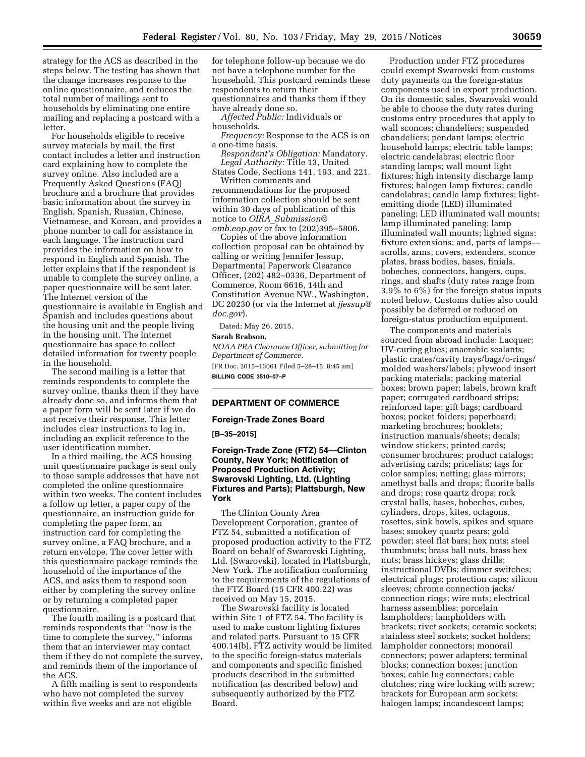strategy for the ACS as described in the steps below. The testing has shown that the change increases response to the online questionnaire, and reduces the total number of mailings sent to households by eliminating one entire mailing and replacing a postcard with a letter.

For households eligible to receive survey materials by mail, the first contact includes a letter and instruction card explaining how to complete the survey online. Also included are a Frequently Asked Questions (FAQ) brochure and a brochure that provides basic information about the survey in English, Spanish, Russian, Chinese, Vietnamese, and Korean, and provides a phone number to call for assistance in each language. The instruction card provides the information on how to respond in English and Spanish. The letter explains that if the respondent is unable to complete the survey online, a paper questionnaire will be sent later. The Internet version of the questionnaire is available in English and Spanish and includes questions about the housing unit and the people living in the housing unit. The Internet questionnaire has space to collect detailed information for twenty people in the household.

The second mailing is a letter that reminds respondents to complete the survey online, thanks them if they have already done so, and informs them that a paper form will be sent later if we do not receive their response. This letter includes clear instructions to log in, including an explicit reference to the user identification number.

In a third mailing, the ACS housing unit questionnaire package is sent only to those sample addresses that have not completed the online questionnaire within two weeks. The content includes a follow up letter, a paper copy of the questionnaire, an instruction guide for completing the paper form, an instruction card for completing the survey online, a FAQ brochure, and a return envelope. The cover letter with this questionnaire package reminds the household of the importance of the ACS, and asks them to respond soon either by completing the survey online or by returning a completed paper questionnaire.

The fourth mailing is a postcard that reminds respondents that "now is the time to complete the survey," informs them that an interviewer may contact them if they do not complete the survey, and reminds them of the importance of the ACS.

A fifth mailing is sent to respondents who have not completed the survey within five weeks and are not eligible for telephone follow-up because we do not have a telephone number for the household. This postcard reminds these respondents to return their questionnaires and thanks them if they have already done so.

*Affected Public:* Individuals or households.

*Frequency:* Response to the ACS is on a one-time basis.

*Respondent's Obligation:* Mandatory.

*Legal Authority:* Title 13, United States Code, Sections 141, 193, and 221.

Written comments and recommendations for the proposed information collection should be sent within 30 days of publication of this notice to *OIRA_Submission@omb.eop.gov* or fax to (202)395–5806.

Copies of the above information collection proposal can be obtained by calling or writing Jennifer Jessup, Departmental Paperwork Clearance Officer, (202) 482–0336, Department of Commerce, Room 6616, 14th and Constitution Avenue NW., Washington, DC 20230 (or via the Internet at *jjessup@doc.gov*).

Dated: May 26, 2015.

**Sarah Brabson,**

*NOAA PRA Clearance Officer, submitting for Department of Commerce.*

[FR Doc. 2015–13061 Filed 5–28–15; 8:45 am]

**BILLING CODE 3510–07–P**

## DEPARTMENT OF COMMERCE

### Foreign-Trade Zones Board

**[B–35–2015]**

### Foreign-Trade Zone (FTZ) 54—Clinton County, New York; Notification of Proposed Production Activity; Swarovski Lighting, Ltd. (Lighting Fixtures and Parts); Plattsburgh, New York

The Clinton County Area Development Corporation, grantee of FTZ 54, submitted a notification of proposed production activity to the FTZ Board on behalf of Swarovski Lighting, Ltd. (Swarovski), located in Plattsburgh, New York. The notification conforming to the requirements of the regulations of the FTZ Board (15 CFR 400.22) was received on May 15, 2015.

The Swarovski facility is located within Site 1 of FTZ 54. The facility is used to make custom lighting fixtures and related parts. Pursuant to 15 CFR 400.14(b), FTZ activity would be limited to the specific foreign-status materials and components and specific finished products described in the submitted notification (as described below) and subsequently authorized by the FTZ Board.

Production under FTZ procedures could exempt Swarovski from customs duty payments on the foreign-status components used in export production. On its domestic sales, Swarovski would be able to choose the duty rates during customs entry procedures that apply to wall sconces; chandeliers; suspended chandeliers; pendant lamps; electric household lamps; electric table lamps; electric candelabras; electric floor standing lamps; wall mount light fixtures; high intensity discharge lamp fixtures; halogen lamp fixtures; candle candelabras; candle lamp fixtures; light-emitting diode (LED) illuminated paneling; LED illuminated wall mounts; lamp illuminated paneling; lamp illuminated wall mounts; lighted signs; fixture extensions; and, parts of lamps—scrolls, arms, covers, extenders, sconce plates, brass bodies, bases, finials, bobeches, connectors, hangers, cups, rings, and shafts (duty rates range from 3.9% to 6%) for the foreign status inputs noted below. Customs duties also could possibly be deferred or reduced on foreign-status production equipment.

The components and materials sourced from abroad include: Lacquer; UV-curing glues; anaerobic sealants; plastic crates/cavity trays/bags/o-rings/molded washers/labels; plywood insert packing materials; packing material boxes; brown paper; labels, brown kraft paper; corrugated cardboard strips; reinforced tape; gift bags; cardboard boxes; pocket folders; paperboard; marketing brochures; booklets; instruction manuals/sheets; decals; window stickers; printed cards; consumer brochures; product catalogs; advertising cards; pricelists; tags for color samples; netting; glass mirrors; amethyst balls and drops; fluorite balls and drops; rose quartz drops; rock crystal balls, bases, bobeches, cubes, cylinders, drops, kites, octagons, rosettes, sink bowls, spikes and square bases; smokey quartz pears; gold powder; steel flat bars; hex nuts; steel thumbnuts; brass ball nuts, brass hex nuts; brass hickeys; glass drills; instructional DVDs; dimmer switches; electrical plugs; protection caps; silicon sleeves; chrome connection jacks/connection rings; wire nuts; electrical harness assemblies; porcelain lampholders; lampholders with brackets; rivet sockets; ceramic sockets; stainless steel sockets; socket holders; lampholder connectors; monorail connectors; power adapters; terminal blocks; connection boxes; junction boxes; cable lug connectors; cable clutches; ring wire locking with screw; brackets for European arm sockets; halogen lamps; incandescent lamps;